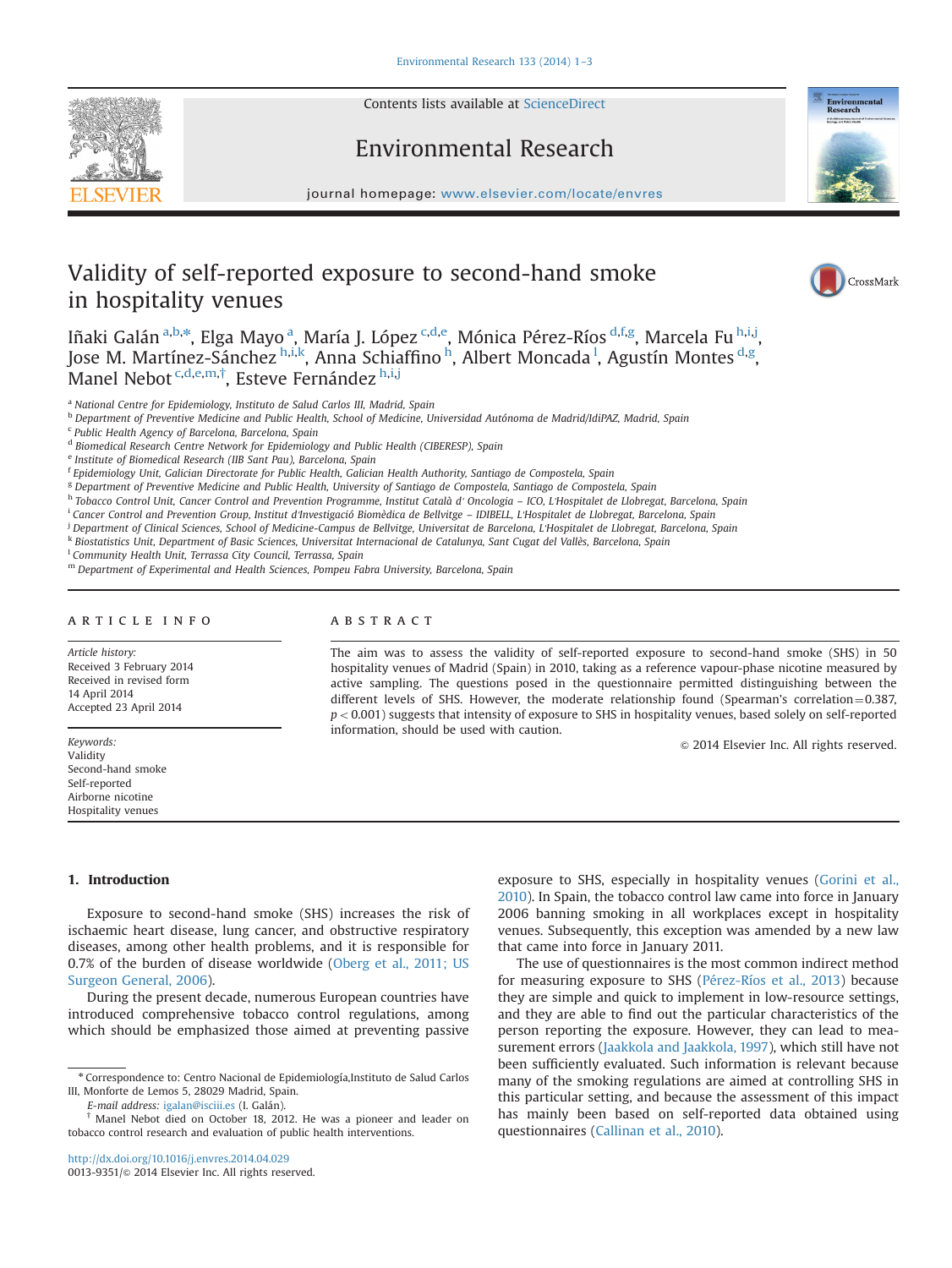# Validity of self-reported exposure to second-hand smoke in hospitality venues

Iñaki Galán [a,b,*], Elga Mayo [a], María J. López [c,d,e], Mónica Pérez-Ríos [d,f,g], Marcela Fu [h,i,j], Jose M. Martínez-Sánchez [h,i,k], Anna Schiaffino [h], Albert Moncada [l], Agustín Montes [d,g], Manel Nebot [c,d,e,m,†], Esteve Fernández [h,i,j]

[a] National Centre for Epidemiology, Instituto de Salud Carlos III, Madrid, Spain
[b] Department of Preventive Medicine and Public Health, School of Medicine, Universidad Autónoma de Madrid/IdiPAZ, Madrid, Spain
[c] Public Health Agency of Barcelona, Barcelona, Spain
[d] Biomedical Research Centre Network for Epidemiology and Public Health (CIBERESP), Spain
[e] Institute of Biomedical Research (IIB Sant Pau), Barcelona, Spain
[f] Epidemiology Unit, Galician Directorate for Public Health, Galician Health Authority, Santiago de Compostela, Spain
[g] Department of Preventive Medicine and Public Health, University of Santiago de Compostela, Santiago de Compostela, Spain
[h] Tobacco Control Unit, Cancer Control and Prevention Programme, Institut Català d' Oncologia – ICO, L'Hospitalet de Llobregat, Barcelona, Spain
[i] Cancer Control and Prevention Group, Institut d'Investigació Biomèdica de Bellvitge – IDIBELL, L'Hospitalet de Llobregat, Barcelona, Spain
[j] Department of Clinical Sciences, School of Medicine-Campus de Bellvitge, Universitat de Barcelona, L'Hospitalet de Llobregat, Barcelona, Spain
[k] Biostatistics Unit, Department of Basic Sciences, Universitat Internacional de Catalunya, Sant Cugat del Vallès, Barcelona, Spain
[l] Community Health Unit, Terrassa City Council, Terrassa, Spain
[m] Department of Experimental and Health Sciences, Pompeu Fabra University, Barcelona, Spain

## ARTICLE INFO

*Article history:*
Received 3 February 2014
Received in revised form
14 April 2014
Accepted 23 April 2014

*Keywords:*
Validity
Second-hand smoke
Self-reported
Airborne nicotine
Hospitality venues

## ABSTRACT

The aim was to assess the validity of self-reported exposure to second-hand smoke (SHS) in 50 hospitality venues of Madrid (Spain) in 2010, taking as a reference vapour-phase nicotine measured by active sampling. The questions posed in the questionnaire permitted distinguishing between the different levels of SHS. However, the moderate relationship found (Spearman's correlation=0.387, $p < 0.001$) suggests that intensity of exposure to SHS in hospitality venues, based solely on self-reported information, should be used with caution.

© 2014 Elsevier Inc. All rights reserved.

## 1. Introduction

Exposure to second-hand smoke (SHS) increases the risk of ischaemic heart disease, lung cancer, and obstructive respiratory diseases, among other health problems, and it is responsible for 0.7% of the burden of disease worldwide (Oberg et al., 2011; US Surgeon General, 2006).

During the present decade, numerous European countries have introduced comprehensive tobacco control regulations, among which should be emphasized those aimed at preventing passive exposure to SHS, especially in hospitality venues (Gorini et al., 2010). In Spain, the tobacco control law came into force in January 2006 banning smoking in all workplaces except in hospitality venues. Subsequently, this exception was amended by a new law that came into force in January 2011.

The use of questionnaires is the most common indirect method for measuring exposure to SHS (Pérez-Ríos et al., 2013) because they are simple and quick to implement in low-resource settings, and they are able to find out the particular characteristics of the person reporting the exposure. However, they can lead to measurement errors (Jaakkola and Jaakkola, 1997), which still have not been sufficiently evaluated. Such information is relevant because many of the smoking regulations are aimed at controlling SHS in this particular setting, and because the assessment of this impact has mainly been based on self-reported data obtained using questionnaires (Callinan et al., 2010).

* Correspondence to: Centro Nacional de Epidemiología,Instituto de Salud Carlos III, Monforte de Lemos 5, 28029 Madrid, Spain.
*E-mail address:* igalan@isciii.es (I. Galán).
† Manel Nebot died on October 18, 2012. He was a pioneer and leader on tobacco control research and evaluation of public health interventions.

http://dx.doi.org/10.1016/j.envres.2014.04.029
0013-9351/© 2014 Elsevier Inc. All rights reserved.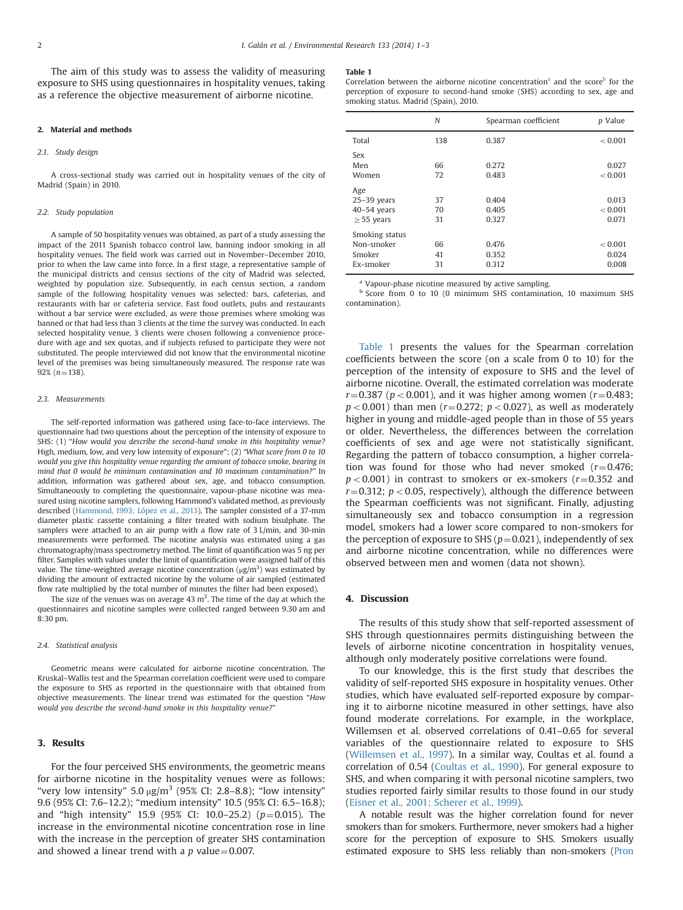The aim of this study was to assess the validity of measuring exposure to SHS using questionnaires in hospitality venues, taking as a reference the objective measurement of airborne nicotine.

## 2. Material and methods

### 2.1. Study design

A cross-sectional study was carried out in hospitality venues of the city of Madrid (Spain) in 2010.

### 2.2. Study population

A sample of 50 hospitality venues was obtained, as part of a study assessing the impact of the 2011 Spanish tobacco control law, banning indoor smoking in all hospitality venues. The field work was carried out in November–December 2010, prior to when the law came into force. In a first stage, a representative sample of the municipal districts and census sections of the city of Madrid was selected, weighted by population size. Subsequently, in each census section, a random sample of the following hospitality venues was selected: bars, cafeterias, and restaurants with bar or cafeteria service. Fast food outlets, pubs and restaurants without a bar service were excluded, as were those premises where smoking was banned or that had less than 3 clients at the time the survey was conducted. In each selected hospitality venue, 3 clients were chosen following a convenience procedure with age and sex quotas, and if subjects refused to participate they were not substituted. The people interviewed did not know that the environmental nicotine level of the premises was being simultaneously measured. The response rate was 92% ($n=138$).

### 2.3. Measurements

The self-reported information was gathered using face-to-face interviews. The questionnaire had two questions about the perception of the intensity of exposure to SHS: (1) "*How would you describe the second-hand smoke in this hospitality venue?* High, medium, low, and very low intensity of exposure"; (2) "*What score from 0 to 10 would you give this hospitality venue regarding the amount of tobacco smoke, bearing in mind that 0 would be minimum contamination and 10 maximum contamination?*" In addition, information was gathered about sex, age, and tobacco consumption. Simultaneously to completing the questionnaire, vapour-phase nicotine was measured using nicotine samplers, following Hammond's validated method, as previously described (Hammond, 1993; López et al., 2013). The sampler consisted of a 37-mm diameter plastic cassette containing a filter treated with sodium bisulphate. The samplers were attached to an air pump with a flow rate of 3 L/min, and 30-min measurements were performed. The nicotine analysis was estimated using a gas chromatography/mass spectrometry method. The limit of quantification was 5 ng per filter. Samples with values under the limit of quantification were assigned half of this value. The time-weighted average nicotine concentration ($\mu g/m^3$) was estimated by dividing the amount of extracted nicotine by the volume of air sampled (estimated flow rate multiplied by the total number of minutes the filter had been exposed).

The size of the venues was on average 43 $m^2$. The time of the day at which the questionnaires and nicotine samples were collected ranged between 9.30 am and 8:30 pm.

### 2.4. Statistical analysis

Geometric means were calculated for airborne nicotine concentration. The Kruskal–Wallis test and the Spearman correlation coefficient were used to compare the exposure to SHS as reported in the questionnaire with that obtained from objective measurements. The linear trend was estimated for the question "*How would you describe the second-hand smoke in this hospitality venue?*"

## 3. Results

For the four perceived SHS environments, the geometric means for airborne nicotine in the hospitality venues were as follows: "very low intensity" 5.0 $\mu g/m^3$ (95% CI: 2.8–8.8); "low intensity" 9.6 (95% CI: 7.6–12.2); "medium intensity" 10.5 (95% CI: 6.5–16.8); and "high intensity" 15.9 (95% CI: 10.0–25.2) ($p=0.015$). The increase in the environmental nicotine concentration rose in line with the increase in the perception of greater SHS contamination and showed a linear trend with a $p$ value$=0.007$.

**Table 1**
Correlation between the airborne nicotine concentration[a] and the score[b] for the perception of exposure to second-hand smoke (SHS) according to sex, age and smoking status. Madrid (Spain), 2010.

| | N | Spearman coefficient | p Value |
|---|---|---|---|
| Total | 138 | 0.387 | < 0.001 |
| Sex | | | |
| Men | 66 | 0.272 | 0.027 |
| Women | 72 | 0.483 | < 0.001 |
| Age | | | |
| 25–39 years | 37 | 0.404 | 0.013 |
| 40–54 years | 70 | 0.405 | < 0.001 |
| ≥ 55 years | 31 | 0.327 | 0.071 |
| Smoking status | | | |
| Non-smoker | 66 | 0.476 | < 0.001 |
| Smoker | 41 | 0.352 | 0.024 |
| Ex-smoker | 31 | 0.312 | 0.008 |

[a] Vapour-phase nicotine measured by active sampling.
[b] Score from 0 to 10 (0 minimum SHS contamination, 10 maximum SHS contamination).

Table 1 presents the values for the Spearman correlation coefficients between the score (on a scale from 0 to 10) for the perception of the intensity of exposure to SHS and the level of airborne nicotine. Overall, the estimated correlation was moderate $r=0.387$ ($p<0.001$), and it was higher among women ($r=0.483$; $p<0.001$) than men ($r=0.272$; $p<0.027$), as well as moderately higher in young and middle-aged people than in those of 55 years or older. Nevertheless, the differences between the correlation coefficients of sex and age were not statistically significant. Regarding the pattern of tobacco consumption, a higher correlation was found for those who had never smoked ($r=0.476$; $p<0.001$) in contrast to smokers or ex-smokers ($r=0.352$ and $r=0.312$; $p<0.05$, respectively), although the difference between the Spearman coefficients was not significant. Finally, adjusting simultaneously sex and tobacco consumption in a regression model, smokers had a lower score compared to non-smokers for the perception of exposure to SHS ($p=0.021$), independently of sex and airborne nicotine concentration, while no differences were observed between men and women (data not shown).

## 4. Discussion

The results of this study show that self-reported assessment of SHS through questionnaires permits distinguishing between the levels of airborne nicotine concentration in hospitality venues, although only moderately positive correlations were found.

To our knowledge, this is the first study that describes the validity of self-reported SHS exposure in hospitality venues. Other studies, which have evaluated self-reported exposure by comparing it to airborne nicotine measured in other settings, have also found moderate correlations. For example, in the workplace, Willemsen et al. observed correlations of 0.41–0.65 for several variables of the questionnaire related to exposure to SHS (Willemsen et al., 1997). In a similar way, Coultas et al. found a correlation of 0.54 (Coultas et al., 1990). For general exposure to SHS, and when comparing it with personal nicotine samplers, two studies reported fairly similar results to those found in our study (Eisner et al., 2001; Scherer et al., 1999).

A notable result was the higher correlation found for never smokers than for smokers. Furthermore, never smokers had a higher score for the perception of exposure to SHS. Smokers usually estimated exposure to SHS less reliably than non-smokers (Pron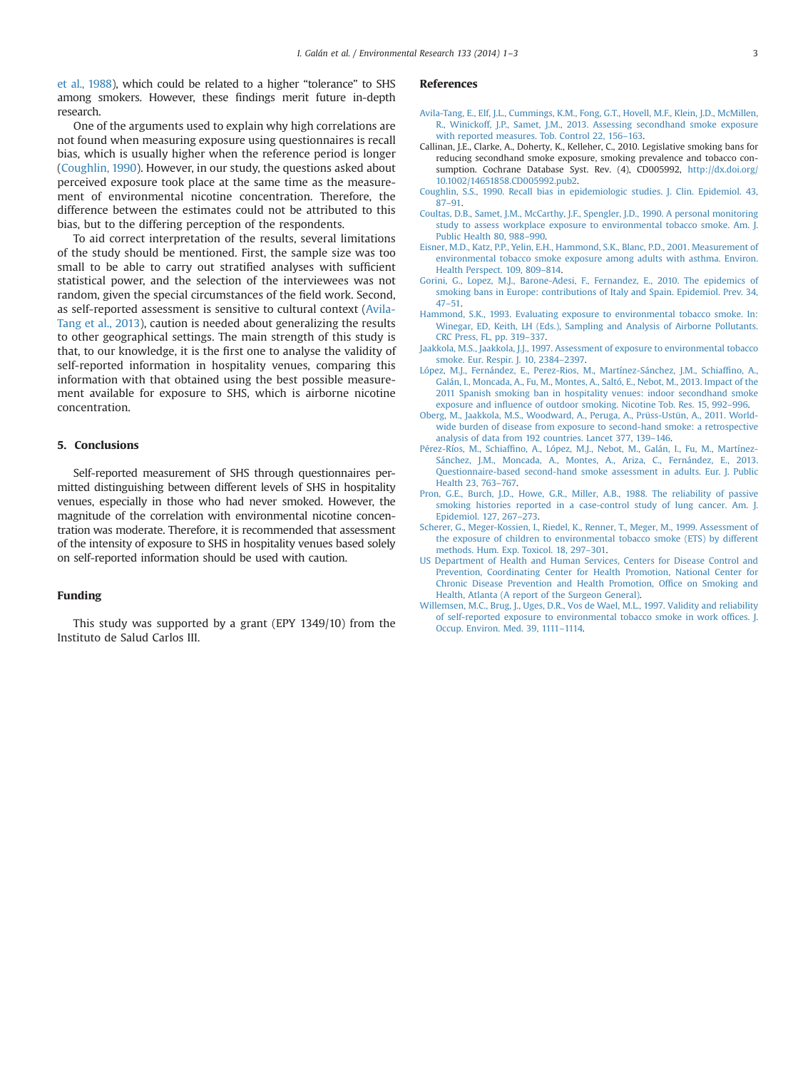et al., 1988), which could be related to a higher "tolerance" to SHS among smokers. However, these findings merit future in-depth research.

One of the arguments used to explain why high correlations are not found when measuring exposure using questionnaires is recall bias, which is usually higher when the reference period is longer (Coughlin, 1990). However, in our study, the questions asked about perceived exposure took place at the same time as the measurement of environmental nicotine concentration. Therefore, the difference between the estimates could not be attributed to this bias, but to the differing perception of the respondents.

To aid correct interpretation of the results, several limitations of the study should be mentioned. First, the sample size was too small to be able to carry out stratified analyses with sufficient statistical power, and the selection of the interviewees was not random, given the special circumstances of the field work. Second, as self-reported assessment is sensitive to cultural context (Avila-Tang et al., 2013), caution is needed about generalizing the results to other geographical settings. The main strength of this study is that, to our knowledge, it is the first one to analyse the validity of self-reported information in hospitality venues, comparing this information with that obtained using the best possible measurement available for exposure to SHS, which is airborne nicotine concentration.

## 5. Conclusions

Self-reported measurement of SHS through questionnaires permitted distinguishing between different levels of SHS in hospitality venues, especially in those who had never smoked. However, the magnitude of the correlation with environmental nicotine concentration was moderate. Therefore, it is recommended that assessment of the intensity of exposure to SHS in hospitality venues based solely on self-reported information should be used with caution.

## Funding

This study was supported by a grant (EPY 1349/10) from the Instituto de Salud Carlos III.

## References

Avila-Tang, E., Elf, J.L., Cummings, K.M., Fong, G.T., Hovell, M.F., Klein, J.D., McMillen, R., Winickoff, J.P., Samet, J.M., 2013. Assessing secondhand smoke exposure with reported measures. Tob. Control 22, 156–163.

Callinan, J.E., Clarke, A., Doherty, K., Kelleher, C., 2010. Legislative smoking bans for reducing secondhand smoke exposure, smoking prevalence and tobacco consumption. Cochrane Database Syst. Rev. (4), CD005992, http://dx.doi.org/10.1002/14651858.CD005992.pub2.

Coughlin, S.S., 1990. Recall bias in epidemiologic studies. J. Clin. Epidemiol. 43, 87–91.

Coultas, D.B., Samet, J.M., McCarthy, J.F., Spengler, J.D., 1990. A personal monitoring study to assess workplace exposure to environmental tobacco smoke. Am. J. Public Health 80, 988–990.

Eisner, M.D., Katz, P.P., Yelin, E.H., Hammond, S.K., Blanc, P.D., 2001. Measurement of environmental tobacco smoke exposure among adults with asthma. Environ. Health Perspect. 109, 809–814.

Gorini, G., Lopez, M.J., Barone-Adesi, F., Fernandez, E., 2010. The epidemics of smoking bans in Europe: contributions of Italy and Spain. Epidemiol. Prev. 34, 47–51.

Hammond, S.K., 1993. Evaluating exposure to environmental tobacco smoke. In: Winegar, ED, Keith, LH (Eds.), Sampling and Analysis of Airborne Pollutants. CRC Press, FL, pp. 319–337.

Jaakkola, M.S., Jaakkola, J.J., 1997. Assessment of exposure to environmental tobacco smoke. Eur. Respir. J. 10, 2384–2397.

López, M.J., Fernández, E., Perez-Rios, M., Martínez-Sánchez, J.M., Schiaffino, A., Galán, I., Moncada, A., Fu, M., Montes, A., Saltó, E., Nebot, M., 2013. Impact of the 2011 Spanish smoking ban in hospitality venues: indoor secondhand smoke exposure and influence of outdoor smoking. Nicotine Tob. Res. 15, 992–996.

Oberg, M., Jaakkola, M.S., Woodward, A., Peruga, A., Prüss-Ustün, A., 2011. Worldwide burden of disease from exposure to second-hand smoke: a retrospective analysis of data from 192 countries. Lancet 377, 139–146.

Pérez-Ríos, M., Schiaffino, A., López, M.J., Nebot, M., Galán, I., Fu, M., Martínez-Sánchez, J.M., Moncada, A., Montes, A., Ariza, C., Fernández, E., 2013. Questionnaire-based second-hand smoke assessment in adults. Eur. J. Public Health 23, 763–767.

Pron, G.E., Burch, J.D., Howe, G.R., Miller, A.B., 1988. The reliability of passive smoking histories reported in a case-control study of lung cancer. Am. J. Epidemiol. 127, 267–273.

Scherer, G., Meger-Kossien, I., Riedel, K., Renner, T., Meger, M., 1999. Assessment of the exposure of children to environmental tobacco smoke (ETS) by different methods. Hum. Exp. Toxicol. 18, 297–301.

US Department of Health and Human Services, Centers for Disease Control and Prevention, Coordinating Center for Health Promotion, National Center for Chronic Disease Prevention and Health Promotion, Office on Smoking and Health, Atlanta (A report of the Surgeon General).

Willemsen, M.C., Brug, J., Uges, D.R., Vos de Wael, M.L., 1997. Validity and reliability of self-reported exposure to environmental tobacco smoke in work offices. J. Occup. Environ. Med. 39, 1111–1114.